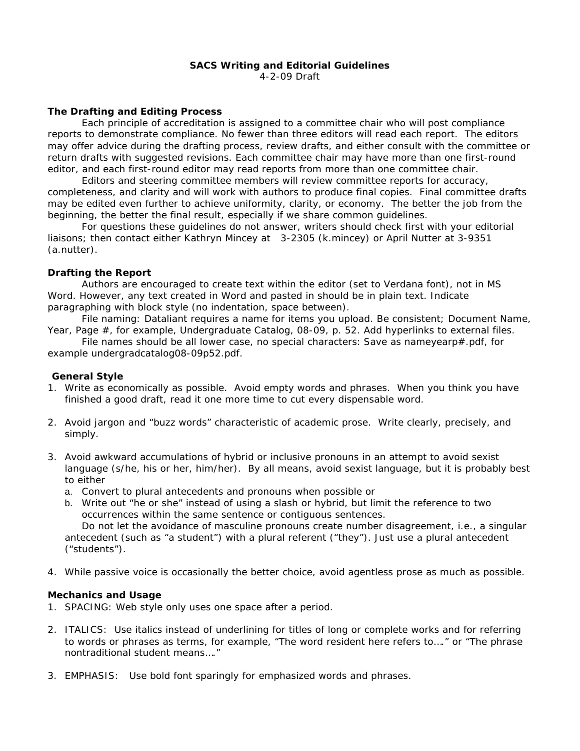**SACS Writing and Editorial Guidelines**

4-2-09 Draft

### The Drafting and Editing Process

Each principle of accreditation is assigned to a committee chair who will post compliance reports to demonstrate compliance. No fewer than three editors will read each report. The editors may offer advice during the drafting process, review drafts, and either consult with the committee or return drafts with suggested revisions. Each committee chair may have more than one first-round editor, and each first-round editor may read reports from more than one committee chair.

Editors and steering committee members will review committee reports for accuracy, completeness, and clarity and will work with authors to produce final copies. Final committee drafts may be edited even further to achieve uniformity, clarity, or economy. The better the job from the beginning, the better the final result, especially if we share common guidelines.

For questions these guidelines do not answer, writers should check first with your editorial liaisons; then contact either Kathryn Mincey at 3-2305 (k.mincey) or April Nutter at 3-9351 (a.nutter).

### Drafting the Report

Authors are encouraged to create text within the editor (set to Verdana font), not in MS Word. However, any text created in Word and pasted in should be in plain text. Indicate paragraphing with block style (no indentation, space between).

File naming: Dataliant requires a name for items you upload. Be consistent; Document Name, Year, Page #, for example, Undergraduate Catalog, 08-09, p. 52. Add hyperlinks to external files.

File names should be all lower case, no special characters: Save as nameyearp#.pdf, for example undergradcatalog08-09p52.pdf.

### General Style

1. Write as economically as possible. Avoid empty words and phrases. When you think you have finished a good draft, read it one more time to cut every dispensable word.

2. Avoid jargon and "buzz words" characteristic of academic prose. Write clearly, precisely, and simply.

3. Avoid awkward accumulations of hybrid or inclusive pronouns in an attempt to avoid sexist language (s/he, his or her, him/her). By all means, avoid sexist language, but it is probably best to either
   a. Convert to plural antecedents and pronouns when possible or
   b. Write out "he or she" instead of using a slash or hybrid, but limit the reference to two occurrences within the same sentence or contiguous sentences.

   Do not let the avoidance of masculine pronouns create number disagreement, i.e., a singular antecedent (such as "a student") with a plural referent ("they"). Just use a plural antecedent ("students").

4. While passive voice is occasionally the better choice, avoid agentless prose as much as possible.

### Mechanics and Usage

1. SPACING: Web style only uses one space after a period.

2. ITALICS: Use italics instead of underlining for titles of long or complete works and for referring to words or phrases as terms, for example, "The word resident here refers to…." or "The phrase nontraditional student means…."

3. EMPHASIS: Use bold font sparingly for emphasized words and phrases.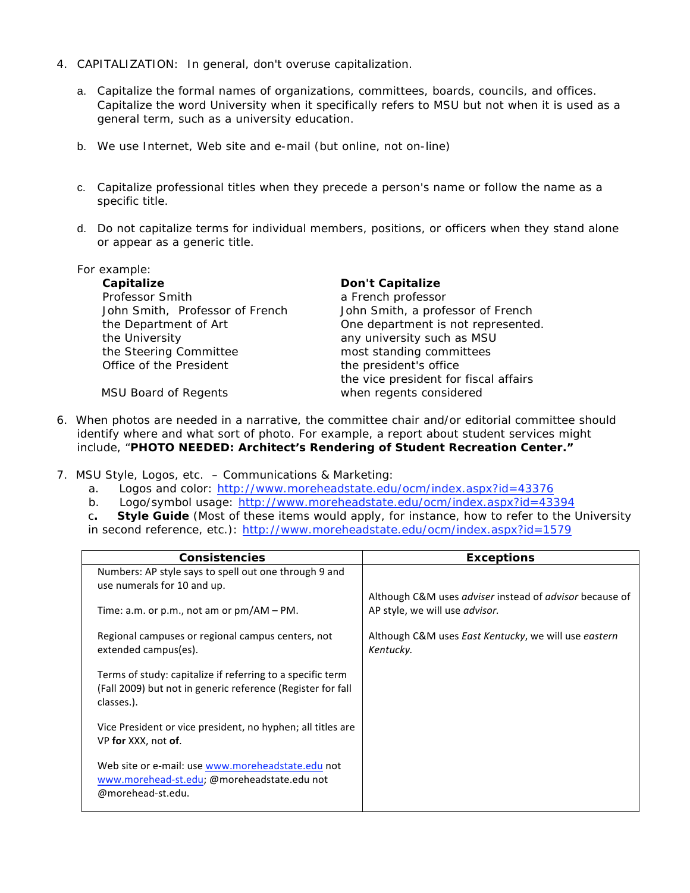4. CAPITALIZATION: In general, don't overuse capitalization.

   a. Capitalize the formal names of organizations, committees, boards, councils, and offices. Capitalize the word University when it specifically refers to MSU but not when it is used as a general term, such as a university education.

   b. We use Internet, Web site and e-mail (but online, not on-line)

   c. Capitalize professional titles when they precede a person's name or follow the name as a specific title.

   d. Do not capitalize terms for individual members, positions, or officers when they stand alone or appear as a generic title.

   For example:

| **Capitalize** | **Don't Capitalize** |
|---|---|
| Professor Smith | a French professor |
| John Smith, Professor of French | John Smith, a professor of French |
| the Department of Art | One department is not represented. |
| the University | any university such as MSU |
| the Steering Committee | most standing committees |
| Office of the President | the president's office |
| | the vice president for fiscal affairs |
| MSU Board of Regents | when regents considered |

6. When photos are needed in a narrative, the committee chair and/or editorial committee should identify where and what sort of photo. For example, a report about student services might include, "**PHOTO NEEDED: Architect's Rendering of Student Recreation Center.**"

7. MSU Style, Logos, etc. – Communications & Marketing:
   a. Logos and color: http://www.moreheadstate.edu/ocm/index.aspx?id=43376
   b. Logo/symbol usage: http://www.moreheadstate.edu/ocm/index.aspx?id=43394
   c. **Style Guide** (Most of these items would apply, for instance, how to refer to the University in second reference, etc.): http://www.moreheadstate.edu/ocm/index.aspx?id=1579

| Consistencies | Exceptions |
|---|---|
| Numbers: AP style says to spell out one through 9 and use numerals for 10 and up.<br><br>Time: a.m. or p.m., not am or pm/AM – PM.<br><br>Regional campuses or regional campus centers, not extended campus(es).<br><br>Terms of study: capitalize if referring to a specific term (Fall 2009) but not in generic reference (Register for fall classes.).<br><br>Vice President or vice president, no hyphen; all titles are VP **for** XXX, not **of**.<br><br>Web site or e-mail: use www.moreheadstate.edu not www.morehead-st.edu; @moreheadstate.edu not @morehead-st.edu. | Although C&M uses *adviser* instead of *advisor* because of AP style, we will use *advisor.*<br><br>Although C&M uses *East Kentucky*, we will use *eastern Kentucky.* |